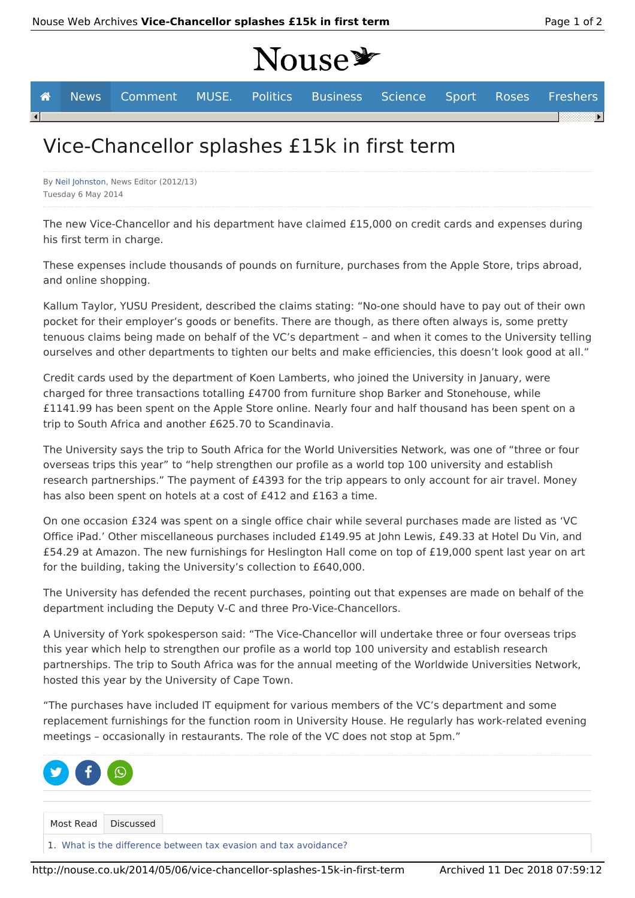# Vice-Chancellor splashes £15k in first term

By Neil Johnston, News Editor (2012/13)
Tuesday 6 May 2014

The new Vice-Chancellor and his department have claimed £15,000 on credit cards and expenses during his first term in charge.

These expenses include thousands of pounds on furniture, purchases from the Apple Store, trips abroad, and online shopping.

Kallum Taylor, YUSU President, described the claims stating: "No-one should have to pay out of their own pocket for their employer's goods or benefits. There are though, as there often always is, some pretty tenuous claims being made on behalf of the VC's department – and when it comes to the University telling ourselves and other departments to tighten our belts and make efficiencies, this doesn't look good at all."

Credit cards used by the department of Koen Lamberts, who joined the University in January, were charged for three transactions totalling £4700 from furniture shop Barker and Stonehouse, while £1141.99 has been spent on the Apple Store online. Nearly four and half thousand has been spent on a trip to South Africa and another £625.70 to Scandinavia.

The University says the trip to South Africa for the World Universities Network, was one of "three or four overseas trips this year" to "help strengthen our profile as a world top 100 university and establish research partnerships." The payment of £4393 for the trip appears to only account for air travel. Money has also been spent on hotels at a cost of £412 and £163 a time.

On one occasion £324 was spent on a single office chair while several purchases made are listed as 'VC Office iPad.' Other miscellaneous purchases included £149.95 at John Lewis, £49.33 at Hotel Du Vin, and £54.29 at Amazon. The new furnishings for Heslington Hall come on top of £19,000 spent last year on art for the building, taking the University's collection to £640,000.

The University has defended the recent purchases, pointing out that expenses are made on behalf of the department including the Deputy V-C and three Pro-Vice-Chancellors.

A University of York spokesperson said: "The Vice-Chancellor will undertake three or four overseas trips this year which help to strengthen our profile as a world top 100 university and establish research partnerships. The trip to South Africa was for the annual meeting of the Worldwide Universities Network, hosted this year by the University of Cape Town.

"The purchases have included IT equipment for various members of the VC's department and some replacement furnishings for the function room in University House. He regularly has work-related evening meetings – occasionally in restaurants. The role of the VC does not stop at 5pm."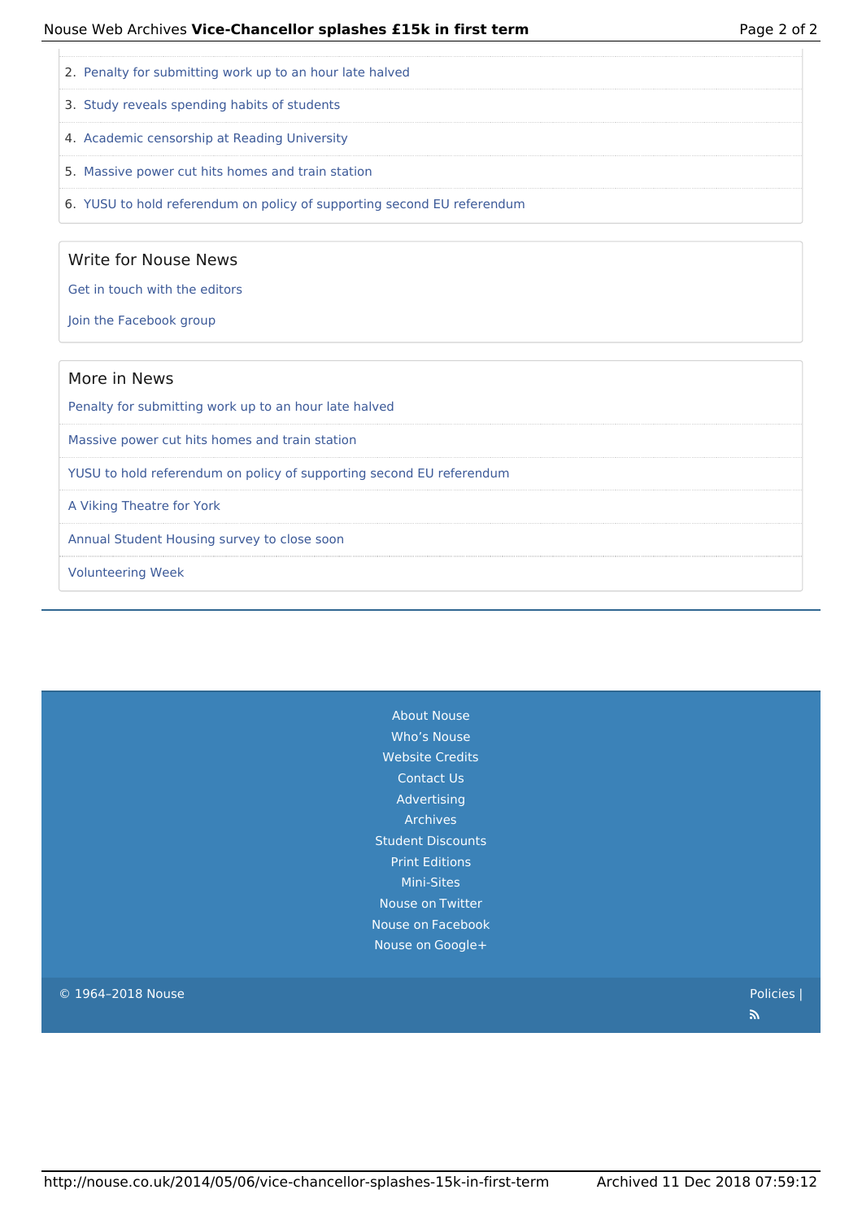2. Penalty for submitting work up to an hour late halved
3. Study reveals spending habits of students
4. Academic censorship at Reading University
5. Massive power cut hits homes and train station
6. YUSU to hold referendum on policy of supporting second EU referendum

## Write for Nouse News

Get in touch with the editors

Join the Facebook group

## More in News

Penalty for submitting work up to an hour late halved

Massive power cut hits homes and train station

YUSU to hold referendum on policy of supporting second EU referendum

A Viking Theatre for York

Annual Student Housing survey to close soon

Volunteering Week

About Nouse
Who's Nouse
Website Credits
Contact Us
Advertising
Archives
Student Discounts
Print Editions
Mini-Sites
Nouse on Twitter
Nouse on Facebook
Nouse on Google+

© 1964–2018 Nouse

Policies |